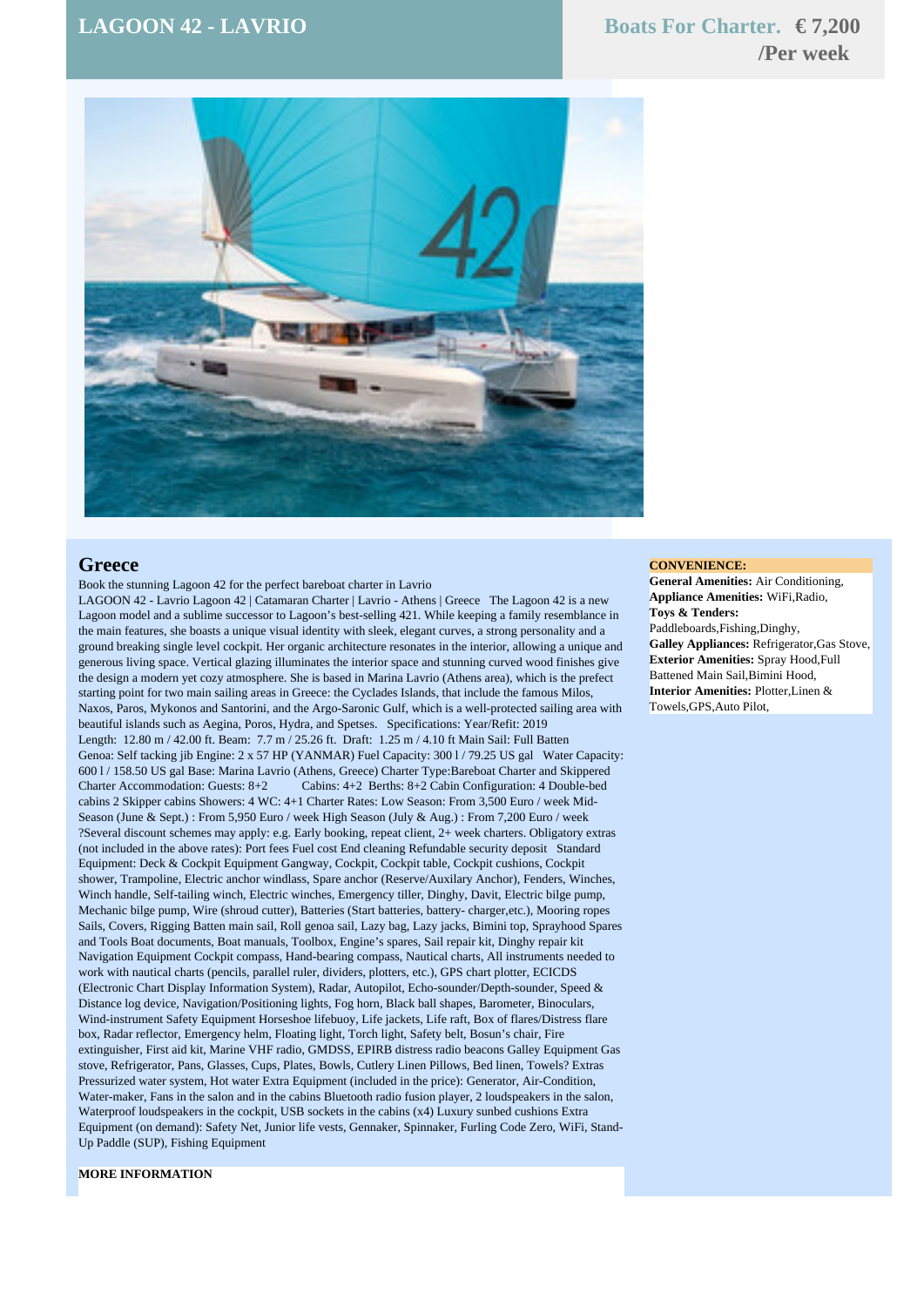# LAGOON 42 - LAVRIO

**Boats For Charter. € 7,200 /Per week**

## Greece

Book the stunning Lagoon 42 for the perfect bareboat charter in Lavrio

LAGOON 42 - Lavrio Lagoon 42 | Catamaran Charter | Lavrio - Athens | Greece The Lagoon 42 is a new Lagoon model and a sublime successor to Lagoon's best-selling 421. While keeping a family resemblance in the main features, she boasts a unique visual identity with sleek, elegant curves, a strong personality and a ground breaking single level cockpit. Her organic architecture resonates in the interior, allowing a unique and generous living space. Vertical glazing illuminates the interior space and stunning curved wood finishes give the design a modern yet cozy atmosphere. She is based in Marina Lavrio (Athens area), which is the perfect starting point for two main sailing areas in Greece: the Cyclades Islands, that include the famous Milos, Naxos, Paros, Mykonos and Santorini, and the Argo-Saronic Gulf, which is a well-protected sailing area with beautiful islands such as Aegina, Poros, Hydra, and Spetses. Specifications: Year/Refit: 2019 Length: 12.80 m / 42.00 ft. Beam: 7.7 m / 25.26 ft. Draft: 1.25 m / 4.10 ft Main Sail: Full Batten Genoa: Self tacking jib Engine: 2 x 57 HP (YANMAR) Fuel Capacity: 300 l / 79.25 US gal Water Capacity: 600 l / 158.50 US gal Base: Marina Lavrio (Athens, Greece) Charter Type:Bareboat Charter and Skippered Charter Accommodation: Guests: 8+2 Cabins: 4+2 Berths: 8+2 Cabin Configuration: 4 Double-bed cabins 2 Skipper cabins Showers: 4 WC: 4+1 Charter Rates: Low Season: From 3,500 Euro / week Mid-Season (June & Sept.) : From 5,950 Euro / week High Season (July & Aug.) : From 7,200 Euro / week ?Several discount schemes may apply: e.g. Early booking, repeat client, 2+ week charters. Obligatory extras (not included in the above rates): Port fees Fuel cost End cleaning Refundable security deposit Standard Equipment: Deck & Cockpit Equipment Gangway, Cockpit, Cockpit table, Cockpit cushions, Cockpit shower, Trampoline, Electric anchor windlass, Spare anchor (Reserve/Auxilary Anchor), Fenders, Winches, Winch handle, Self-tailing winch, Electric winches, Emergency tiller, Dinghy, Davit, Electric bilge pump, Mechanic bilge pump, Wire (shroud cutter), Batteries (Start batteries, battery- charger,etc.), Mooring ropes Sails, Covers, Rigging Batten main sail, Roll genoa sail, Lazy bag, Lazy jacks, Bimini top, Sprayhood Spares and Tools Boat documents, Boat manuals, Toolbox, Engine's spares, Sail repair kit, Dinghy repair kit Navigation Equipment Cockpit compass, Hand-bearing compass, Nautical charts, All instruments needed to work with nautical charts (pencils, parallel ruler, dividers, plotters, etc.), GPS chart plotter, ECICDS (Electronic Chart Display Information System), Radar, Autopilot, Echo-sounder/Depth-sounder, Speed & Distance log device, Navigation/Positioning lights, Fog horn, Black ball shapes, Barometer, Binoculars, Wind-instrument Safety Equipment Horseshoe lifebuoy, Life jackets, Life raft, Box of flares/Distress flare box, Radar reflector, Emergency helm, Floating light, Torch light, Safety belt, Bosun's chair, Fire extinguisher, First aid kit, Marine VHF radio, GMDSS, EPIRB distress radio beacons Galley Equipment Gas stove, Refrigerator, Pans, Glasses, Cups, Plates, Bowls, Cutlery Linen Pillows, Bed linen, Towels? Extras Pressurized water system, Hot water Extra Equipment (included in the price): Generator, Air-Condition, Water-maker, Fans in the salon and in the cabins Bluetooth radio fusion player, 2 loudspeakers in the salon, Waterproof loudspeakers in the cockpit, USB sockets in the cabins (x4) Luxury sunbed cushions Extra Equipment (on demand): Safety Net, Junior life vests, Gennaker, Spinnaker, Furling Code Zero, WiFi, Stand-Up Paddle (SUP), Fishing Equipment

**MORE INFORMATION**

**CONVENIENCE:**

**General Amenities:** Air Conditioning,
**Appliance Amenities:** WiFi,Radio,
**Toys & Tenders:** Paddleboards,Fishing,Dinghy,
**Galley Appliances:** Refrigerator,Gas Stove,
**Exterior Amenities:** Spray Hood,Full Battened Main Sail,Bimini Hood,
**Interior Amenities:** Plotter,Linen & Towels,GPS,Auto Pilot,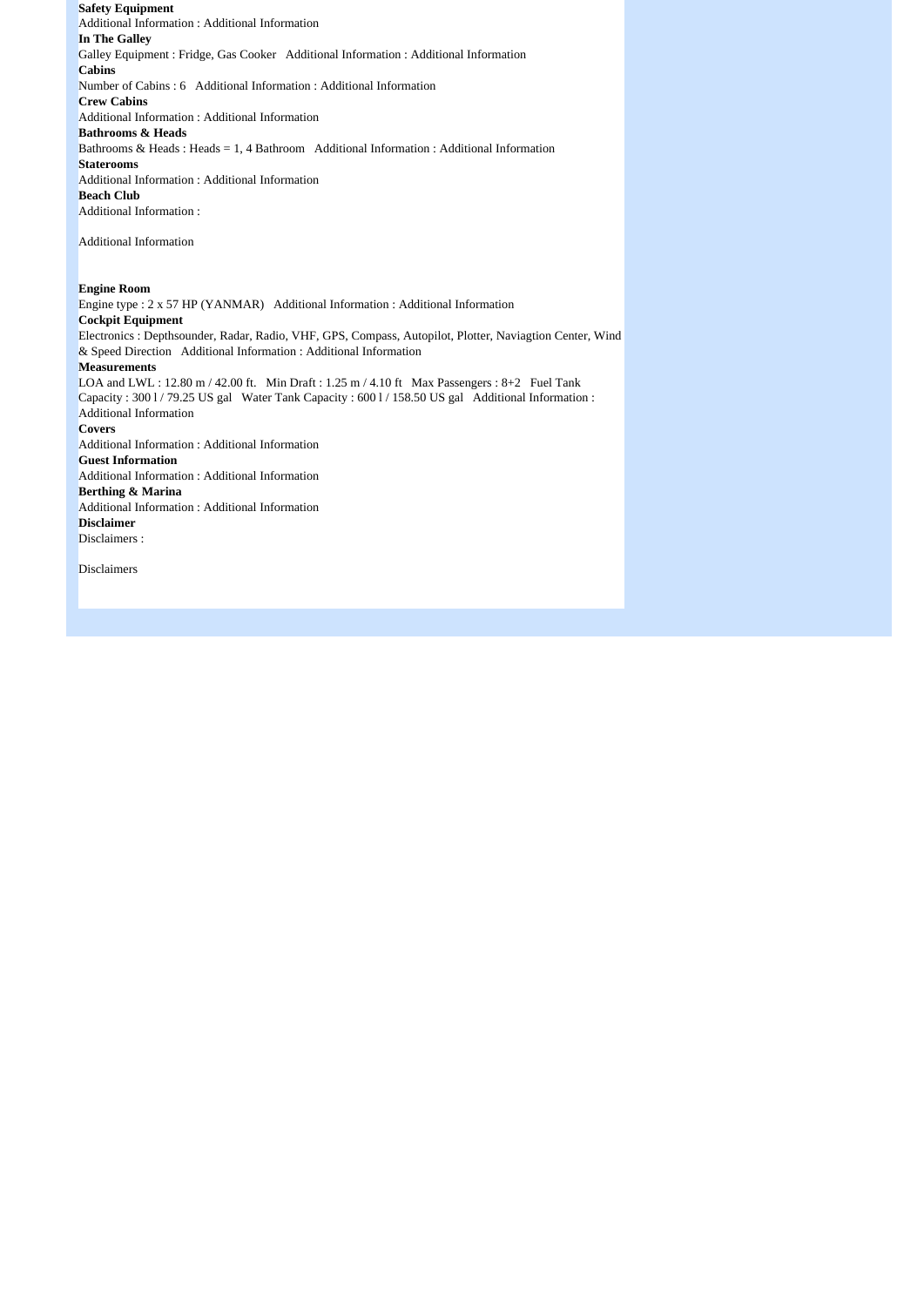**Safety Equipment**

Additional Information : Additional Information

**In The Galley**

Galley Equipment : Fridge, Gas Cooker   Additional Information : Additional Information

**Cabins**

Number of Cabins : 6   Additional Information : Additional Information

**Crew Cabins**

Additional Information : Additional Information

**Bathrooms & Heads**

Bathrooms & Heads : Heads = 1, 4 Bathroom   Additional Information : Additional Information

**Staterooms**

Additional Information : Additional Information

**Beach Club**

Additional Information :

Additional Information

**Engine Room**

Engine type : 2 x 57 HP (YANMAR)   Additional Information : Additional Information

**Cockpit Equipment**

Electronics : Depthsounder, Radar, Radio, VHF, GPS, Compass, Autopilot, Plotter, Naviagtion Center, Wind & Speed Direction   Additional Information : Additional Information

**Measurements**

LOA and LWL : 12.80 m / 42.00 ft.   Min Draft : 1.25 m / 4.10 ft   Max Passengers : 8+2   Fuel Tank Capacity : 300 l / 79.25 US gal   Water Tank Capacity : 600 l / 158.50 US gal   Additional Information : Additional Information

**Covers**

Additional Information : Additional Information

**Guest Information**

Additional Information : Additional Information

**Berthing & Marina**

Additional Information : Additional Information

**Disclaimer**

Disclaimers :

Disclaimers